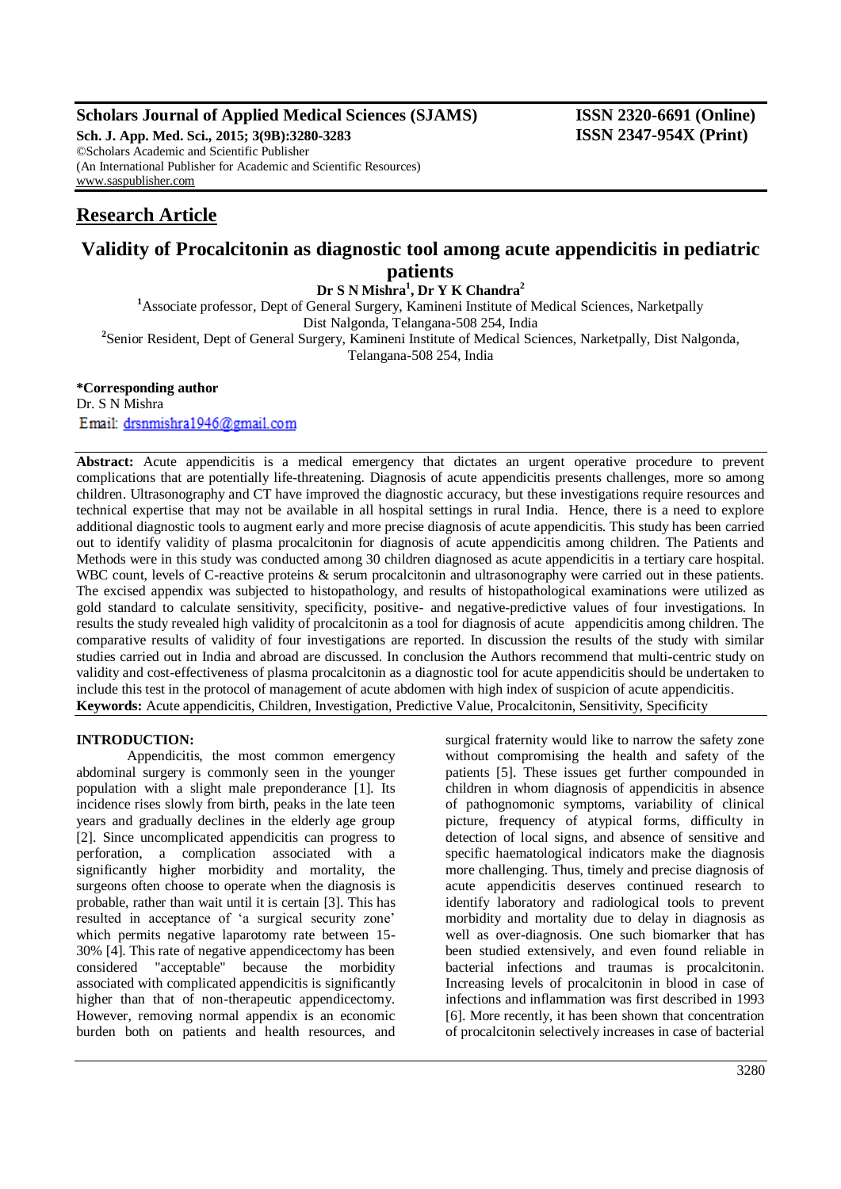**Scholars Journal of Applied Medical Sciences (SJAMS)** **ISSN 2320-6691 (Online)**
**Sch. J. App. Med. Sci., 2015; 3(9B):3280-3283** **ISSN 2347-954X (Print)**
©Scholars Academic and Scientific Publisher
(An International Publisher for Academic and Scientific Resources)
www.saspublisher.com

## Research Article

# Validity of Procalcitonin as diagnostic tool among acute appendicitis in pediatric patients

**Dr S N Mishra[1], Dr Y K Chandra[2]**

[1]Associate professor, Dept of General Surgery, Kamineni Institute of Medical Sciences, Narketpally Dist Nalgonda, Telangana-508 254, India

[2]Senior Resident, Dept of General Surgery, Kamineni Institute of Medical Sciences, Narketpally, Dist Nalgonda, Telangana-508 254, India

**\*Corresponding author**
Dr. S N Mishra
Email: drsnmishra1946@gmail.com

**Abstract:** Acute appendicitis is a medical emergency that dictates an urgent operative procedure to prevent complications that are potentially life-threatening. Diagnosis of acute appendicitis presents challenges, more so among children. Ultrasonography and CT have improved the diagnostic accuracy, but these investigations require resources and technical expertise that may not be available in all hospital settings in rural India. Hence, there is a need to explore additional diagnostic tools to augment early and more precise diagnosis of acute appendicitis. This study has been carried out to identify validity of plasma procalcitonin for diagnosis of acute appendicitis among children. The Patients and Methods were in this study was conducted among 30 children diagnosed as acute appendicitis in a tertiary care hospital. WBC count, levels of C-reactive proteins & serum procalcitonin and ultrasonography were carried out in these patients. The excised appendix was subjected to histopathology, and results of histopathological examinations were utilized as gold standard to calculate sensitivity, specificity, positive- and negative-predictive values of four investigations. In results the study revealed high validity of procalcitonin as a tool for diagnosis of acute appendicitis among children. The comparative results of validity of four investigations are reported. In discussion the results of the study with similar studies carried out in India and abroad are discussed. In conclusion the Authors recommend that multi-centric study on validity and cost-effectiveness of plasma procalcitonin as a diagnostic tool for acute appendicitis should be undertaken to include this test in the protocol of management of acute abdomen with high index of suspicion of acute appendicitis.

**Keywords:** Acute appendicitis, Children, Investigation, Predictive Value, Procalcitonin, Sensitivity, Specificity

### INTRODUCTION:

Appendicitis, the most common emergency abdominal surgery is commonly seen in the younger population with a slight male preponderance [1]. Its incidence rises slowly from birth, peaks in the late teen years and gradually declines in the elderly age group [2]. Since uncomplicated appendicitis can progress to perforation, a complication associated with a significantly higher morbidity and mortality, the surgeons often choose to operate when the diagnosis is probable, rather than wait until it is certain [3]. This has resulted in acceptance of 'a surgical security zone' which permits negative laparotomy rate between 15-30% [4]. This rate of negative appendicectomy has been considered "acceptable" because the morbidity associated with complicated appendicitis is significantly higher than that of non-therapeutic appendicectomy. However, removing normal appendix is an economic burden both on patients and health resources, and surgical fraternity would like to narrow the safety zone without compromising the health and safety of the patients [5]. These issues get further compounded in children in whom diagnosis of appendicitis in absence of pathognomonic symptoms, variability of clinical picture, frequency of atypical forms, difficulty in detection of local signs, and absence of sensitive and specific haematological indicators make the diagnosis more challenging. Thus, timely and precise diagnosis of acute appendicitis deserves continued research to identify laboratory and radiological tools to prevent morbidity and mortality due to delay in diagnosis as well as over-diagnosis. One such biomarker that has been studied extensively, and even found reliable in bacterial infections and traumas is procalcitonin. Increasing levels of procalcitonin in blood in case of infections and inflammation was first described in 1993 [6]. More recently, it has been shown that concentration of procalcitonin selectively increases in case of bacterial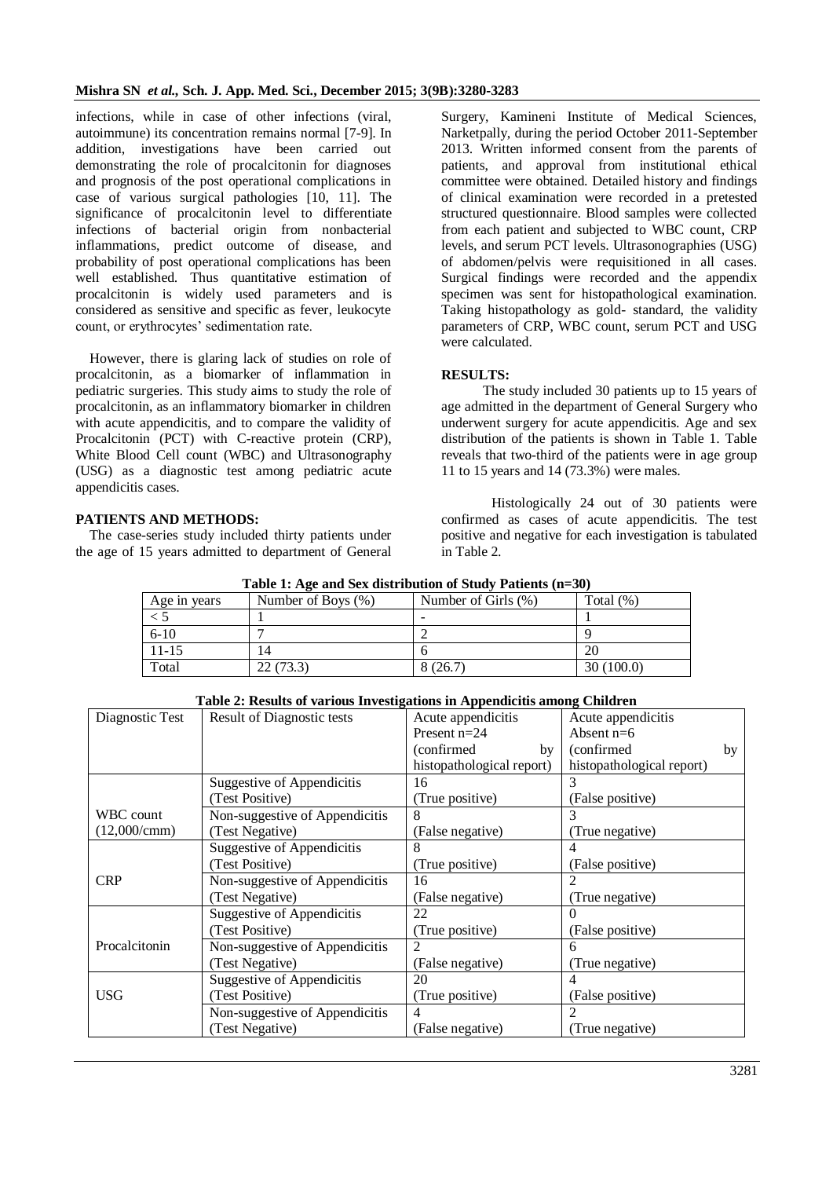infections, while in case of other infections (viral, autoimmune) its concentration remains normal [7-9]. In addition, investigations have been carried out demonstrating the role of procalcitonin for diagnoses and prognosis of the post operational complications in case of various surgical pathologies [10, 11]. The significance of procalcitonin level to differentiate infections of bacterial origin from nonbacterial inflammations, predict outcome of disease, and probability of post operational complications has been well established. Thus quantitative estimation of procalcitonin is widely used parameters and is considered as sensitive and specific as fever, leukocyte count, or erythrocytes' sedimentation rate.

However, there is glaring lack of studies on role of procalcitonin, as a biomarker of inflammation in pediatric surgeries. This study aims to study the role of procalcitonin, as an inflammatory biomarker in children with acute appendicitis, and to compare the validity of Procalcitonin (PCT) with C-reactive protein (CRP), White Blood Cell count (WBC) and Ultrasonography (USG) as a diagnostic test among pediatric acute appendicitis cases.

## PATIENTS AND METHODS:

The case-series study included thirty patients under the age of 15 years admitted to department of General Surgery, Kamineni Institute of Medical Sciences, Narketpally, during the period October 2011-September 2013. Written informed consent from the parents of patients, and approval from institutional ethical committee were obtained. Detailed history and findings of clinical examination were recorded in a pretested structured questionnaire. Blood samples were collected from each patient and subjected to WBC count, CRP levels, and serum PCT levels. Ultrasonographies (USG) of abdomen/pelvis were requisitioned in all cases. Surgical findings were recorded and the appendix specimen was sent for histopathological examination. Taking histopathology as gold- standard, the validity parameters of CRP, WBC count, serum PCT and USG were calculated.

## RESULTS:

The study included 30 patients up to 15 years of age admitted in the department of General Surgery who underwent surgery for acute appendicitis. Age and sex distribution of the patients is shown in Table 1. Table reveals that two-third of the patients were in age group 11 to 15 years and 14 (73.3%) were males.

Histologically 24 out of 30 patients were confirmed as cases of acute appendicitis. The test positive and negative for each investigation is tabulated in Table 2.

**Table 1: Age and Sex distribution of Study Patients (n=30)**

| Age in years | Number of Boys (%) | Number of Girls (%) | Total (%) |
|---|---|---|---|
| < 5 | 1 | - | 1 |
| 6-10 | 7 | 2 | 9 |
| 11-15 | 14 | 6 | 20 |
| Total | 22 (73.3) | 8 (26.7) | 30 (100.0) |

**Table 2: Results of various Investigations in Appendicitis among Children**

| Diagnostic Test | Result of Diagnostic tests | Acute appendicitis Present n=24 (confirmed by histopathological report) | Acute appendicitis Absent n=6 (confirmed by histopathological report) |
|---|---|---|---|
| WBC count (12,000/cmm) | Suggestive of Appendicitis (Test Positive) | 16 (True positive) | 3 (False positive) |
| | Non-suggestive of Appendicitis (Test Negative) | 8 (False negative) | 3 (True negative) |
| CRP | Suggestive of Appendicitis (Test Positive) | 8 (True positive) | 4 (False positive) |
| | Non-suggestive of Appendicitis (Test Negative) | 16 (False negative) | 2 (True negative) |
| Procalcitonin | Suggestive of Appendicitis (Test Positive) | 22 (True positive) | 0 (False positive) |
| | Non-suggestive of Appendicitis (Test Negative) | 2 (False negative) | 6 (True negative) |
| USG | Suggestive of Appendicitis (Test Positive) | 20 (True positive) | 4 (False positive) |
| | Non-suggestive of Appendicitis (Test Negative) | 4 (False negative) | 2 (True negative) |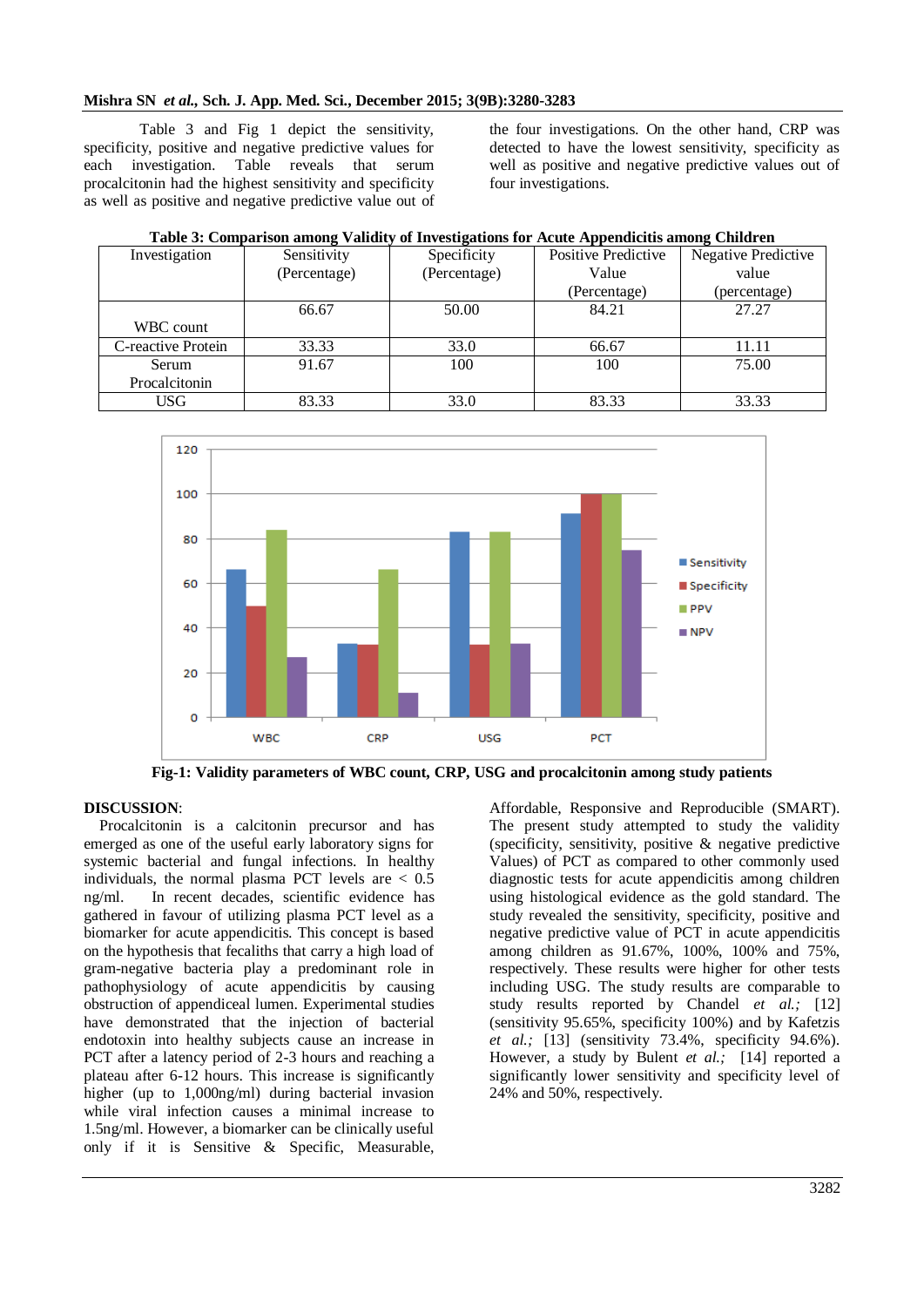Table 3 and Fig 1 depict the sensitivity, specificity, positive and negative predictive values for each investigation. Table reveals that serum procalcitonin had the highest sensitivity and specificity as well as positive and negative predictive value out of the four investigations. On the other hand, CRP was detected to have the lowest sensitivity, specificity as well as positive and negative predictive values out of four investigations.

**Table 3: Comparison among Validity of Investigations for Acute Appendicitis among Children**

| Investigation | Sensitivity (Percentage) | Specificity (Percentage) | Positive Predictive Value (Percentage) | Negative Predictive value (percentage) |
|---|---|---|---|---|
| WBC count | 66.67 | 50.00 | 84.21 | 27.27 |
| C-reactive Protein | 33.33 | 33.0 | 66.67 | 11.11 |
| Serum Procalcitonin | 91.67 | 100 | 100 | 75.00 |
| USG | 83.33 | 33.0 | 83.33 | 33.33 |

**Fig-1: Validity parameters of WBC count, CRP, USG and procalcitonin among study patients**

**DISCUSSION**:

Procalcitonin is a calcitonin precursor and has emerged as one of the useful early laboratory signs for systemic bacterial and fungal infections. In healthy individuals, the normal plasma PCT levels are < 0.5 ng/ml. In recent decades, scientific evidence has gathered in favour of utilizing plasma PCT level as a biomarker for acute appendicitis. This concept is based on the hypothesis that fecaliths that carry a high load of gram-negative bacteria play a predominant role in pathophysiology of acute appendicitis by causing obstruction of appendiceal lumen. Experimental studies have demonstrated that the injection of bacterial endotoxin into healthy subjects cause an increase in PCT after a latency period of 2-3 hours and reaching a plateau after 6-12 hours. This increase is significantly higher (up to 1,000ng/ml) during bacterial invasion while viral infection causes a minimal increase to 1.5ng/ml. However, a biomarker can be clinically useful only if it is Sensitive & Specific, Measurable, Affordable, Responsive and Reproducible (SMART). The present study attempted to study the validity (specificity, sensitivity, positive & negative predictive Values) of PCT as compared to other commonly used diagnostic tests for acute appendicitis among children using histological evidence as the gold standard. The study revealed the sensitivity, specificity, positive and negative predictive value of PCT in acute appendicitis among children as 91.67%, 100%, 100% and 75%, respectively. These results were higher for other tests including USG. The study results are comparable to study results reported by Chandel *et al.;* [12] (sensitivity 95.65%, specificity 100%) and by Kafetzis *et al.;* [13] (sensitivity 73.4%, specificity 94.6%). However, a study by Bulent *et al.;* [14] reported a significantly lower sensitivity and specificity level of 24% and 50%, respectively.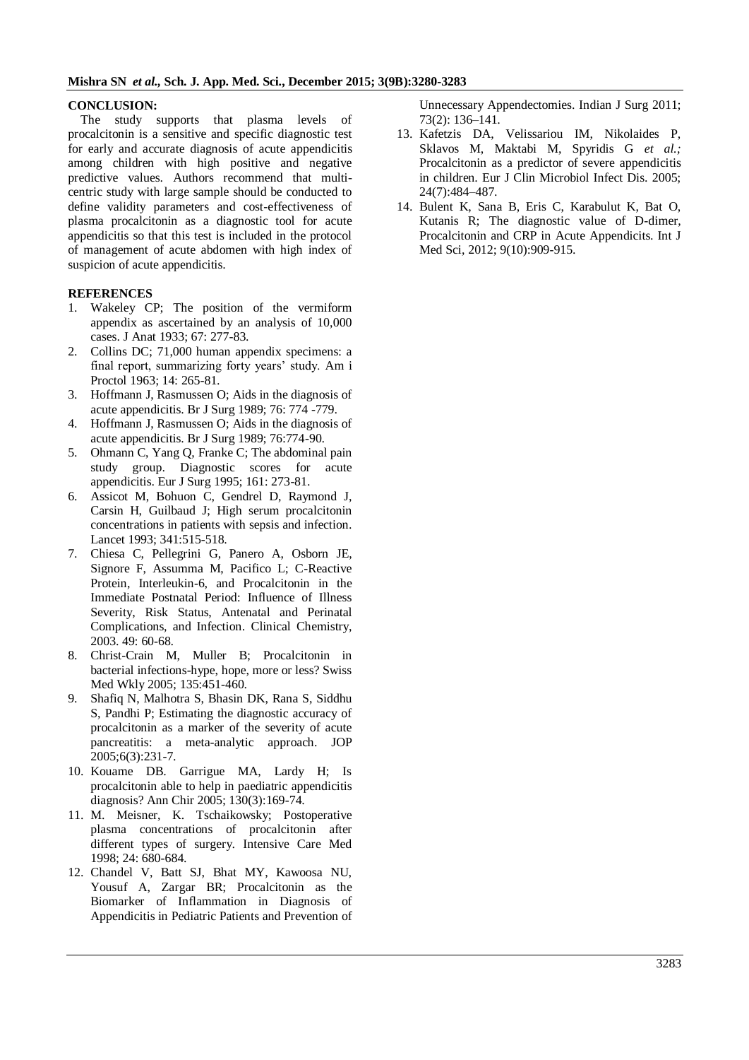**CONCLUSION:**

The study supports that plasma levels of procalcitonin is a sensitive and specific diagnostic test for early and accurate diagnosis of acute appendicitis among children with high positive and negative predictive values. Authors recommend that multi-centric study with large sample should be conducted to define validity parameters and cost-effectiveness of plasma procalcitonin as a diagnostic tool for acute appendicitis so that this test is included in the protocol of management of acute abdomen with high index of suspicion of acute appendicitis.

**REFERENCES**

1. Wakeley CP; The position of the vermiform appendix as ascertained by an analysis of 10,000 cases. J Anat 1933; 67: 277-83.
2. Collins DC; 71,000 human appendix specimens: a final report, summarizing forty years' study. Am i Proctol 1963; 14: 265-81.
3. Hoffmann J, Rasmussen O; Aids in the diagnosis of acute appendicitis. Br J Surg 1989; 76: 774 -779.
4. Hoffmann J, Rasmussen O; Aids in the diagnosis of acute appendicitis. Br J Surg 1989; 76:774-90.
5. Ohmann C, Yang Q, Franke C; The abdominal pain study group. Diagnostic scores for acute appendicitis. Eur J Surg 1995; 161: 273-81.
6. Assicot M, Bohuon C, Gendrel D, Raymond J, Carsin H, Guilbaud J; High serum procalcitonin concentrations in patients with sepsis and infection. Lancet 1993; 341:515-518.
7. Chiesa C, Pellegrini G, Panero A, Osborn JE, Signore F, Assumma M, Pacifico L; C-Reactive Protein, Interleukin-6, and Procalcitonin in the Immediate Postnatal Period: Influence of Illness Severity, Risk Status, Antenatal and Perinatal Complications, and Infection. Clinical Chemistry, 2003. 49: 60-68.
8. Christ-Crain M, Muller B; Procalcitonin in bacterial infections-hype, hope, more or less? Swiss Med Wkly 2005; 135:451-460.
9. Shafiq N, Malhotra S, Bhasin DK, Rana S, Siddhu S, Pandhi P; Estimating the diagnostic accuracy of procalcitonin as a marker of the severity of acute pancreatitis: a meta-analytic approach. JOP 2005;6(3):231-7.
10. Kouame DB. Garrigue MA, Lardy H; Is procalcitonin able to help in paediatric appendicitis diagnosis? Ann Chir 2005; 130(3):169-74.
11. M. Meisner, K. Tschaikowsky; Postoperative plasma concentrations of procalcitonin after different types of surgery. Intensive Care Med 1998; 24: 680-684.
12. Chandel V, Batt SJ, Bhat MY, Kawoosa NU, Yousuf A, Zargar BR; Procalcitonin as the Biomarker of Inflammation in Diagnosis of Appendicitis in Pediatric Patients and Prevention of Unnecessary Appendectomies. Indian J Surg 2011; 73(2): 136–141.
13. Kafetzis DA, Velissariou IM, Nikolaides P, Sklavos M, Maktabi M, Spyridis G *et al.;* Procalcitonin as a predictor of severe appendicitis in children. Eur J Clin Microbiol Infect Dis. 2005; 24(7):484–487.
14. Bulent K, Sana B, Eris C, Karabulut K, Bat O, Kutanis R; The diagnostic value of D-dimer, Procalcitonin and CRP in Acute Appendicits. Int J Med Sci, 2012; 9(10):909-915.